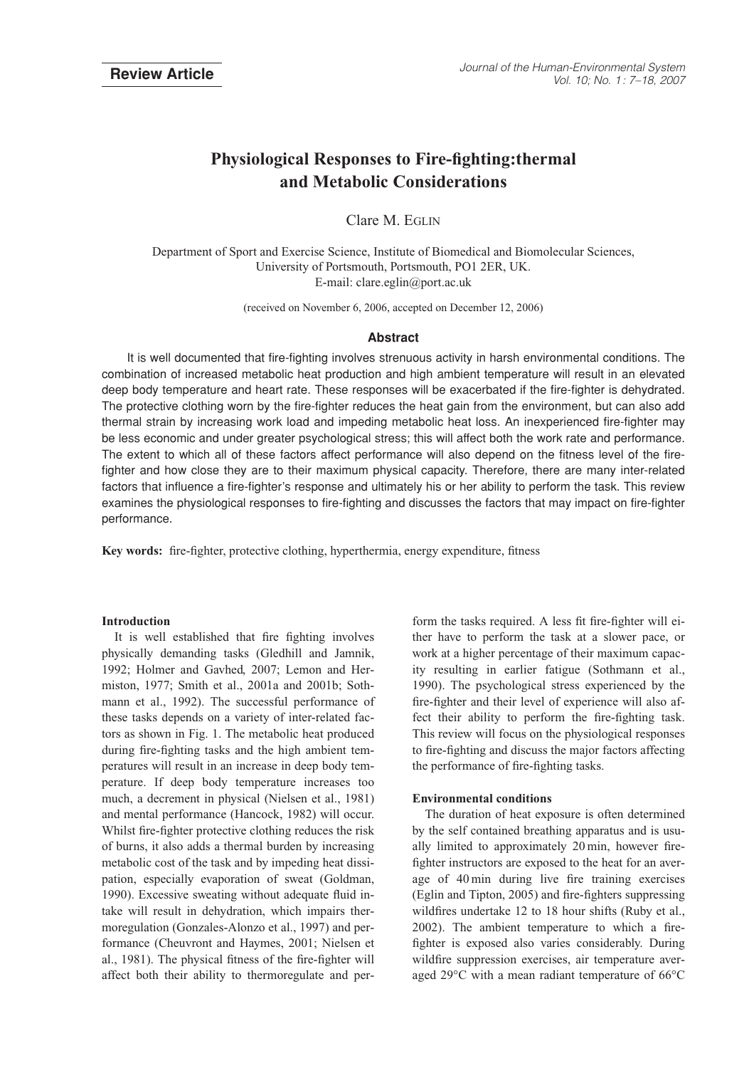**Review Article**

# Physiological Responses to Fire-fighting:thermal and Metabolic Considerations

Clare M. EGLIN

Department of Sport and Exercise Science, Institute of Biomedical and Biomolecular Sciences, University of Portsmouth, Portsmouth, PO1 2ER, UK.
E-mail: clare.eglin@port.ac.uk

(received on November 6, 2006, accepted on December 12, 2006)

## Abstract

It is well documented that fire-fighting involves strenuous activity in harsh environmental conditions. The combination of increased metabolic heat production and high ambient temperature will result in an elevated deep body temperature and heart rate. These responses will be exacerbated if the fire-fighter is dehydrated. The protective clothing worn by the fire-fighter reduces the heat gain from the environment, but can also add thermal strain by increasing work load and impeding metabolic heat loss. An inexperienced fire-fighter may be less economic and under greater psychological stress; this will affect both the work rate and performance. The extent to which all of these factors affect performance will also depend on the fitness level of the fire-fighter and how close they are to their maximum physical capacity. Therefore, there are many inter-related factors that influence a fire-fighter's response and ultimately his or her ability to perform the task. This review examines the physiological responses to fire-fighting and discusses the factors that may impact on fire-fighter performance.

**Key words:** fire-fighter, protective clothing, hyperthermia, energy expenditure, fitness

### Introduction

It is well established that fire fighting involves physically demanding tasks (Gledhill and Jamnik, 1992; Holmer and Gavhed, 2007; Lemon and Hermiston, 1977; Smith et al., 2001a and 2001b; Sothmann et al., 1992). The successful performance of these tasks depends on a variety of inter-related factors as shown in Fig. 1. The metabolic heat produced during fire-fighting tasks and the high ambient temperatures will result in an increase in deep body temperature. If deep body temperature increases too much, a decrement in physical (Nielsen et al., 1981) and mental performance (Hancock, 1982) will occur. Whilst fire-fighter protective clothing reduces the risk of burns, it also adds a thermal burden by increasing metabolic cost of the task and by impeding heat dissipation, especially evaporation of sweat (Goldman, 1990). Excessive sweating without adequate fluid intake will result in dehydration, which impairs thermoregulation (Gonzales-Alonzo et al., 1997) and performance (Cheuvront and Haymes, 2001; Nielsen et al., 1981). The physical fitness of the fire-fighter will affect both their ability to thermoregulate and perform the tasks required. A less fit fire-fighter will either have to perform the task at a slower pace, or work at a higher percentage of their maximum capacity resulting in earlier fatigue (Sothmann et al., 1990). The psychological stress experienced by the fire-fighter and their level of experience will also affect their ability to perform the fire-fighting task. This review will focus on the physiological responses to fire-fighting and discuss the major factors affecting the performance of fire-fighting tasks.

### Environmental conditions

The duration of heat exposure is often determined by the self contained breathing apparatus and is usually limited to approximately 20 min, however fire-fighter instructors are exposed to the heat for an average of 40 min during live fire training exercises (Eglin and Tipton, 2005) and fire-fighters suppressing wildfires undertake 12 to 18 hour shifts (Ruby et al., 2002). The ambient temperature to which a fire-fighter is exposed also varies considerably. During wildfire suppression exercises, air temperature averaged 29°C with a mean radiant temperature of 66°C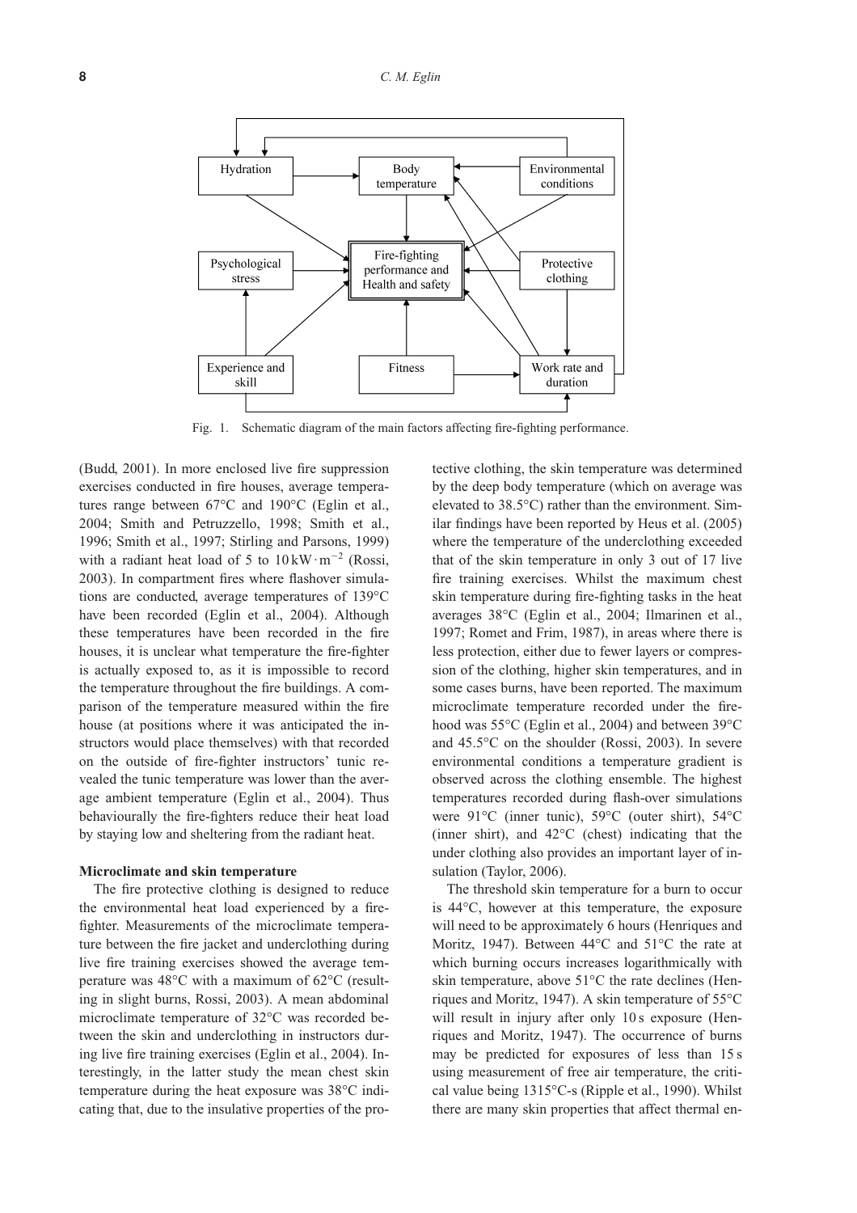Fig. 1. Schematic diagram of the main factors affecting fire-fighting performance.

(Budd, 2001). In more enclosed live fire suppression exercises conducted in fire houses, average temperatures range between 67°C and 190°C (Eglin et al., 2004; Smith and Petruzzello, 1998; Smith et al., 1996; Smith et al., 1997; Stirling and Parsons, 1999) with a radiant heat load of 5 to $10\,\mathrm{kW\cdot m^{-2}}$ (Rossi, 2003). In compartment fires where flashover simulations are conducted, average temperatures of 139°C have been recorded (Eglin et al., 2004). Although these temperatures have been recorded in the fire houses, it is unclear what temperature the fire-fighter is actually exposed to, as it is impossible to record the temperature throughout the fire buildings. A comparison of the temperature measured within the fire house (at positions where it was anticipated the instructors would place themselves) with that recorded on the outside of fire-fighter instructors' tunic revealed the tunic temperature was lower than the average ambient temperature (Eglin et al., 2004). Thus behaviourally the fire-fighters reduce their heat load by staying low and sheltering from the radiant heat.

### Microclimate and skin temperature

The fire protective clothing is designed to reduce the environmental heat load experienced by a fire-fighter. Measurements of the microclimate temperature between the fire jacket and underclothing during live fire training exercises showed the average temperature was 48°C with a maximum of 62°C (resulting in slight burns, Rossi, 2003). A mean abdominal microclimate temperature of 32°C was recorded between the skin and underclothing in instructors during live fire training exercises (Eglin et al., 2004). Interestingly, in the latter study the mean chest skin temperature during the heat exposure was 38°C indicating that, due to the insulative properties of the protective clothing, the skin temperature was determined by the deep body temperature (which on average was elevated to 38.5°C) rather than the environment. Similar findings have been reported by Heus et al. (2005) where the temperature of the underclothing exceeded that of the skin temperature in only 3 out of 17 live fire training exercises. Whilst the maximum chest skin temperature during fire-fighting tasks in the heat averages 38°C (Eglin et al., 2004; Ilmarinen et al., 1997; Romet and Frim, 1987), in areas where there is less protection, either due to fewer layers or compression of the clothing, higher skin temperatures, and in some cases burns, have been reported. The maximum microclimate temperature recorded under the fire-hood was 55°C (Eglin et al., 2004) and between 39°C and 45.5°C on the shoulder (Rossi, 2003). In severe environmental conditions a temperature gradient is observed across the clothing ensemble. The highest temperatures recorded during flash-over simulations were 91°C (inner tunic), 59°C (outer shirt), 54°C (inner shirt), and 42°C (chest) indicating that the under clothing also provides an important layer of insulation (Taylor, 2006).

The threshold skin temperature for a burn to occur is 44°C, however at this temperature, the exposure will need to be approximately 6 hours (Henriques and Moritz, 1947). Between 44°C and 51°C the rate at which burning occurs increases logarithmically with skin temperature, above 51°C the rate declines (Henriques and Moritz, 1947). A skin temperature of 55°C will result in injury after only 10 s exposure (Henriques and Moritz, 1947). The occurrence of burns may be predicted for exposures of less than 15 s using measurement of free air temperature, the critical value being 1315°C-s (Ripple et al., 1990). Whilst there are many skin properties that affect thermal en-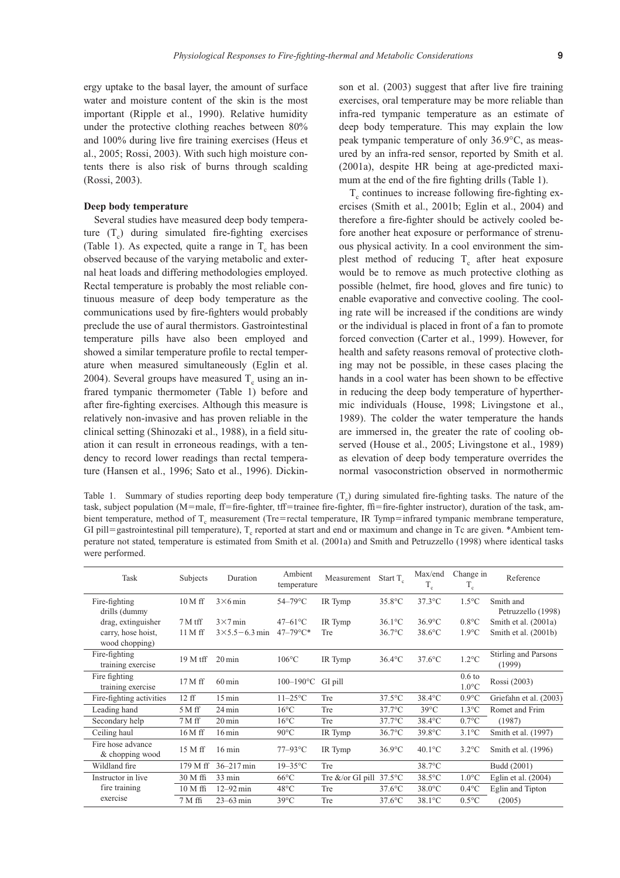ergy uptake to the basal layer, the amount of surface water and moisture content of the skin is the most important (Ripple et al., 1990). Relative humidity under the protective clothing reaches between 80% and 100% during live fire training exercises (Heus et al., 2005; Rossi, 2003). With such high moisture contents there is also risk of burns through scalding (Rossi, 2003).

### Deep body temperature

Several studies have measured deep body temperature ($T_c$) during simulated fire-fighting exercises (Table 1). As expected, quite a range in $T_c$ has been observed because of the varying metabolic and external heat loads and differing methodologies employed. Rectal temperature is probably the most reliable continuous measure of deep body temperature as the communications used by fire-fighters would probably preclude the use of aural thermistors. Gastrointestinal temperature pills have also been employed and showed a similar temperature profile to rectal temperature when measured simultaneously (Eglin et al. 2004). Several groups have measured $T_c$ using an infrared tympanic thermometer (Table 1) before and after fire-fighting exercises. Although this measure is relatively non-invasive and has proven reliable in the clinical setting (Shinozaki et al., 1988), in a field situation it can result in erroneous readings, with a tendency to record lower readings than rectal temperature (Hansen et al., 1996; Sato et al., 1996). Dickinson et al. (2003) suggest that after live fire training exercises, oral temperature may be more reliable than infra-red tympanic temperature as an estimate of deep body temperature. This may explain the low peak tympanic temperature of only 36.9°C, as measured by an infra-red sensor, reported by Smith et al. (2001a), despite HR being at age-predicted maximum at the end of the fire fighting drills (Table 1).

$T_c$ continues to increase following fire-fighting exercises (Smith et al., 2001b; Eglin et al., 2004) and therefore a fire-fighter should be actively cooled before another heat exposure or performance of strenuous physical activity. In a cool environment the simplest method of reducing $T_c$ after heat exposure would be to remove as much protective clothing as possible (helmet, fire hood, gloves and fire tunic) to enable evaporative and convective cooling. The cooling rate will be increased if the conditions are windy or the individual is placed in front of a fan to promote forced convection (Carter et al., 1999). However, for health and safety reasons removal of protective clothing may not be possible, in these cases placing the hands in a cool water has been shown to be effective in reducing the deep body temperature of hyperthermic individuals (House, 1998; Livingstone et al., 1989). The colder the water temperature the hands are immersed in, the greater the rate of cooling observed (House et al., 2005; Livingstone et al., 1989) as elevation of deep body temperature overrides the normal vasoconstriction observed in normothermic

Table 1. Summary of studies reporting deep body temperature ($T_c$) during simulated fire-fighting tasks. The nature of the task, subject population (M=male, ff=fire-fighter, tff=trainee fire-fighter, ffi=fire-fighter instructor), duration of the task, ambient temperature, method of $T_c$ measurement (Tre=rectal temperature, IR Tymp=infrared tympanic membrane temperature, GI pill=gastrointestinal pill temperature), $T_c$ reported at start and end or maximum and change in Tc are given. *Ambient temperature not stated, temperature is estimated from Smith et al. (2001a) and Smith and Petruzzello (1998) where identical tasks were performed.

| Task | Subjects | Duration | Ambient temperature | Measurement | Start $T_c$ | Max/end $T_c$ | Change in $T_c$ | Reference |
|---|---|---|---|---|---|---|---|---|
| Fire-fighting drills (dummy | 10 M ff | 3×6 min | 54–79°C | IR Tymp | 35.8°C | 37.3°C | 1.5°C | Smith and Petruzzello (1998) |
| drag, extinguisher | 7 M tff | 3×7 min | 47–61°C | IR Tymp | 36.1°C | 36.9°C | 0.8°C | Smith et al. (2001a) |
| carry, hose hoist, wood chopping) | 11 M ff | 3×5.5−6.3 min | 47–79°C* | Tre | 36.7°C | 38.6°C | 1.9°C | Smith et al. (2001b) |
| Fire-fighting training exercise | 19 M tff | 20 min | 106°C | IR Tymp | 36.4°C | 37.6°C | 1.2°C | Stirling and Parsons (1999) |
| Fire fighting training exercise | 17 M ff | 60 min | 100–190°C | GI pill | | | 0.6 to 1.0°C | Rossi (2003) |
| Fire-fighting activities | 12 ff | 15 min | 11–25°C | Tre | 37.5°C | 38.4°C | 0.9°C | Griefahn et al. (2003) |
| Leading hand | 5 M ff | 24 min | 16°C | Tre | 37.7°C | 39°C | 1.3°C | Romet and Frim |
| Secondary help | 7 M ff | 20 min | 16°C | Tre | 37.7°C | 38.4°C | 0.7°C | (1987) |
| Ceiling haul | 16 M ff | 16 min | 90°C | IR Tymp | 36.7°C | 39.8°C | 3.1°C | Smith et al. (1997) |
| Fire hose advance & chopping wood | 15 M ff | 16 min | 77–93°C | IR Tymp | 36.9°C | 40.1°C | 3.2°C | Smith et al. (1996) |
| Wildland fire | 179 M ff | 36–217 min | 19–35°C | Tre | | 38.7°C | | Budd (2001) |
| Instructor in live | 30 M ffi | 33 min | 66°C | Tre &/or GI pill | 37.5°C | 38.5°C | 1.0°C | Eglin et al. (2004) |
| fire training | 10 M ffi | 12–92 min | 48°C | Tre | 37.6°C | 38.0°C | 0.4°C | Eglin and Tipton |
| exercise | 7 M ffi | 23–63 min | 39°C | Tre | 37.6°C | 38.1°C | 0.5°C | (2005) |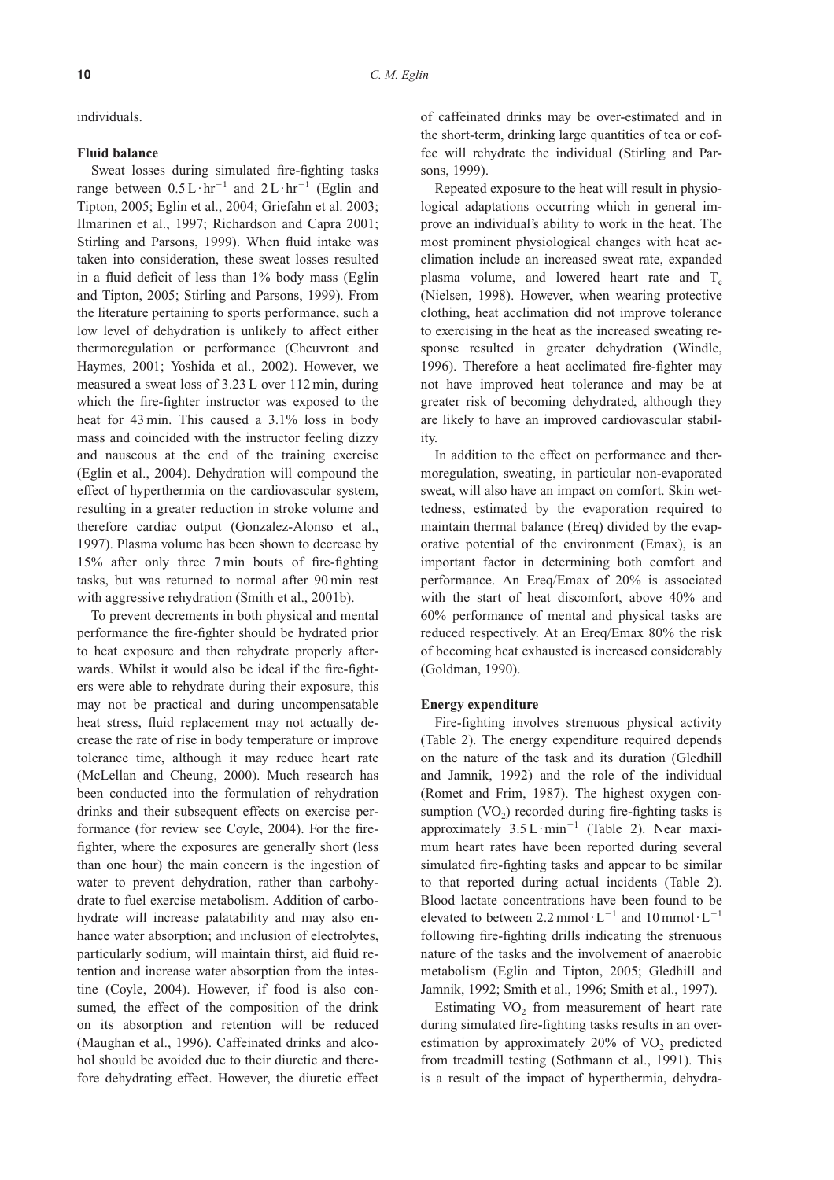individuals.

**Fluid balance**

Sweat losses during simulated fire-fighting tasks range between $0.5\,L \cdot hr^{-1}$ and $2\,L \cdot hr^{-1}$ (Eglin and Tipton, 2005; Eglin et al., 2004; Griefahn et al. 2003; Ilmarinen et al., 1997; Richardson and Capra 2001; Stirling and Parsons, 1999). When fluid intake was taken into consideration, these sweat losses resulted in a fluid deficit of less than 1% body mass (Eglin and Tipton, 2005; Stirling and Parsons, 1999). From the literature pertaining to sports performance, such a low level of dehydration is unlikely to affect either thermoregulation or performance (Cheuvront and Haymes, 2001; Yoshida et al., 2002). However, we measured a sweat loss of 3.23 L over 112 min, during which the fire-fighter instructor was exposed to the heat for 43 min. This caused a 3.1% loss in body mass and coincided with the instructor feeling dizzy and nauseous at the end of the training exercise (Eglin et al., 2004). Dehydration will compound the effect of hyperthermia on the cardiovascular system, resulting in a greater reduction in stroke volume and therefore cardiac output (Gonzalez-Alonso et al., 1997). Plasma volume has been shown to decrease by 15% after only three 7 min bouts of fire-fighting tasks, but was returned to normal after 90 min rest with aggressive rehydration (Smith et al., 2001b).

To prevent decrements in both physical and mental performance the fire-fighter should be hydrated prior to heat exposure and then rehydrate properly afterwards. Whilst it would also be ideal if the fire-fighters were able to rehydrate during their exposure, this may not be practical and during uncompensatable heat stress, fluid replacement may not actually decrease the rate of rise in body temperature or improve tolerance time, although it may reduce heart rate (McLellan and Cheung, 2000). Much research has been conducted into the formulation of rehydration drinks and their subsequent effects on exercise performance (for review see Coyle, 2004). For the fire-fighter, where the exposures are generally short (less than one hour) the main concern is the ingestion of water to prevent dehydration, rather than carbohydrate to fuel exercise metabolism. Addition of carbohydrate will increase palatability and may also enhance water absorption; and inclusion of electrolytes, particularly sodium, will maintain thirst, aid fluid retention and increase water absorption from the intestine (Coyle, 2004). However, if food is also consumed, the effect of the composition of the drink on its absorption and retention will be reduced (Maughan et al., 1996). Caffeinated drinks and alcohol should be avoided due to their diuretic and therefore dehydrating effect. However, the diuretic effect of caffeinated drinks may be over-estimated and in the short-term, drinking large quantities of tea or coffee will rehydrate the individual (Stirling and Parsons, 1999).

Repeated exposure to the heat will result in physiological adaptations occurring which in general improve an individual's ability to work in the heat. The most prominent physiological changes with heat acclimation include an increased sweat rate, expanded plasma volume, and lowered heart rate and $T_c$ (Nielsen, 1998). However, when wearing protective clothing, heat acclimation did not improve tolerance to exercising in the heat as the increased sweating response resulted in greater dehydration (Windle, 1996). Therefore a heat acclimated fire-fighter may not have improved heat tolerance and may be at greater risk of becoming dehydrated, although they are likely to have an improved cardiovascular stability.

In addition to the effect on performance and thermoregulation, sweating, in particular non-evaporated sweat, will also have an impact on comfort. Skin wettedness, estimated by the evaporation required to maintain thermal balance (Ereq) divided by the evaporative potential of the environment (Emax), is an important factor in determining both comfort and performance. An Ereq/Emax of 20% is associated with the start of heat discomfort, above 40% and 60% performance of mental and physical tasks are reduced respectively. At an Ereq/Emax 80% the risk of becoming heat exhausted is increased considerably (Goldman, 1990).

**Energy expenditure**

Fire-fighting involves strenuous physical activity (Table 2). The energy expenditure required depends on the nature of the task and its duration (Gledhill and Jamnik, 1992) and the role of the individual (Romet and Frim, 1987). The highest oxygen consumption ($VO_2$) recorded during fire-fighting tasks is approximately $3.5\,L \cdot min^{-1}$ (Table 2). Near maximum heart rates have been reported during several simulated fire-fighting tasks and appear to be similar to that reported during actual incidents (Table 2). Blood lactate concentrations have been found to be elevated to between $2.2\,mmol \cdot L^{-1}$ and $10\,mmol \cdot L^{-1}$ following fire-fighting drills indicating the strenuous nature of the tasks and the involvement of anaerobic metabolism (Eglin and Tipton, 2005; Gledhill and Jamnik, 1992; Smith et al., 1996; Smith et al., 1997).

Estimating $VO_2$ from measurement of heart rate during simulated fire-fighting tasks results in an overestimation by approximately 20% of $VO_2$ predicted from treadmill testing (Sothmann et al., 1991). This is a result of the impact of hyperthermia, dehydra-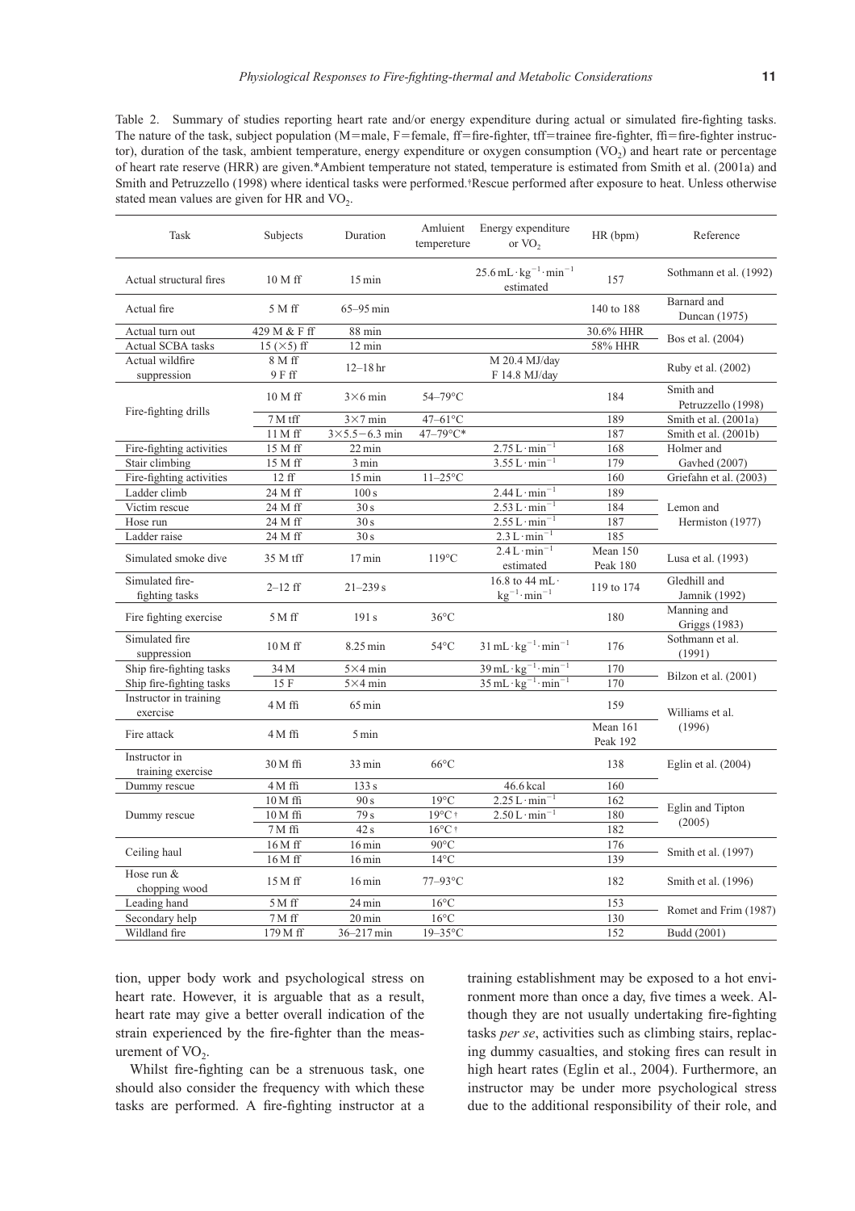Table 2. Summary of studies reporting heart rate and/or energy expenditure during actual or simulated fire-fighting tasks. The nature of the task, subject population (M=male, F=female, ff=fire-fighter, tff=trainee fire-fighter, ffi=fire-fighter instructor), duration of the task, ambient temperature, energy expenditure or oxygen consumption ($VO_2$) and heart rate or percentage of heart rate reserve (HRR) are given.\*Ambient temperature not stated, temperature is estimated from Smith et al. (2001a) and Smith and Petruzzello (1998) where identical tasks were performed.†Rescue performed after exposure to heat. Unless otherwise stated mean values are given for HR and $VO_2$.

| Task | Subjects | Duration | Amluient tempereture | Energy expenditure or $VO_2$ | HR (bpm) | Reference |
|---|---|---|---|---|---|---|
| Actual structural fires | 10 M ff | 15 min | | $25.6\,mL \cdot kg^{-1} \cdot min^{-1}$ estimated | 157 | Sothmann et al. (1992) |
| Actual fire | 5 M ff | 65–95 min | | | 140 to 188 | Barnard and Duncan (1975) |
| Actual turn out | 429 M & F ff | 88 min | | | 30.6% HHR | Bos et al. (2004) |
| Actual SCBA tasks | 15 (×5) ff | 12 min | | | 58% HHR | |
| Actual wildfire suppression | 8 M ff<br>9 F ff | 12–18 hr | | M 20.4 MJ/day<br>F 14.8 MJ/day | | Ruby et al. (2002) |
| Fire-fighting drills | 10 M ff | 3×6 min | 54–79°C | | 184 | Smith and Petruzzello (1998) |
| | 7 M tff | 3×7 min | 47–61°C | | 189 | Smith et al. (2001a) |
| | 11 M ff | 3×5.5−6.3 min | 47–79°C\* | | 187 | Smith et al. (2001b) |
| Fire-fighting activities | 15 M ff | 22 min | | $2.75\,L \cdot min^{-1}$ | 168 | Holmer and Gavhed (2007) |
| Stair climbing | 15 M ff | 3 min | | $3.55\,L \cdot min^{-1}$ | 179 | |
| Fire-fighting activities | 12 ff | 15 min | 11–25°C | | 160 | Griefahn et al. (2003) |
| Ladder climb | 24 M ff | 100 s | | $2.44\,L \cdot min^{-1}$ | 189 | Lemon and Hermiston (1977) |
| Victim rescue | 24 M ff | 30 s | | $2.53\,L \cdot min^{-1}$ | 184 | |
| Hose run | 24 M ff | 30 s | | $2.55\,L \cdot min^{-1}$ | 187 | |
| Ladder raise | 24 M ff | 30 s | | $2.3\,L \cdot min^{-1}$ | 185 | |
| Simulated smoke dive | 35 M tff | 17 min | 119°C | $2.4\,L \cdot min^{-1}$ estimated | Mean 150<br>Peak 180 | Lusa et al. (1993) |
| Simulated fire-fighting tasks | 2–12 ff | 21–239 s | | 16.8 to 44 $mL \cdot kg^{-1} \cdot min^{-1}$ | 119 to 174 | Gledhill and Jamnik (1992) |
| Fire fighting exercise | 5 M ff | 191 s | 36°C | | 180 | Manning and Griggs (1983) |
| Simulated fire suppression | 10 M ff | 8.25 min | 54°C | $31\,mL \cdot kg^{-1} \cdot min^{-1}$ | 176 | Sothmann et al. (1991) |
| Ship fire-fighting tasks | 34 M | 5×4 min | | $39\,mL \cdot kg^{-1} \cdot min^{-1}$ | 170 | Bilzon et al. (2001) |
| Ship fire-fighting tasks | 15 F | 5×4 min | | $35\,mL \cdot kg^{-1} \cdot min^{-1}$ | 170 | |
| Instructor in training exercise | 4 M ffi | 65 min | | | 159 | Williams et al. (1996) |
| Fire attack | 4 M ffi | 5 min | | | Mean 161<br>Peak 192 | |
| Instructor in training exercise | 30 M ffi | 33 min | 66°C | | 138 | Eglin et al. (2004) |
| Dummy rescue | 4 M ffi | 133 s | | 46.6 kcal | 160 | |
| Dummy rescue | 10 M ffi | 90 s | 19°C | $2.25\,L \cdot min^{-1}$ | 162 | Eglin and Tipton (2005) |
| | 10 M ffi | 79 s | 19°C † | $2.50\,L \cdot min^{-1}$ | 180 | |
| | 7 M ffi | 42 s | 16°C † | | 182 | |
| Ceiling haul | 16 M ff | 16 min | 90°C | | 176 | Smith et al. (1997) |
| | 16 M ff | 16 min | 14°C | | 139 | |
| Hose run & chopping wood | 15 M ff | 16 min | 77–93°C | | 182 | Smith et al. (1996) |
| Leading hand | 5 M ff | 24 min | 16°C | | 153 | Romet and Frim (1987) |
| Secondary help | 7 M ff | 20 min | 16°C | | 130 | |
| Wildland fire | 179 M ff | 36–217 min | 19–35°C | | 152 | Budd (2001) |

tion, upper body work and psychological stress on heart rate. However, it is arguable that as a result, heart rate may give a better overall indication of the strain experienced by the fire-fighter than the measurement of $VO_2$.

Whilst fire-fighting can be a strenuous task, one should also consider the frequency with which these tasks are performed. A fire-fighting instructor at a training establishment may be exposed to a hot environment more than once a day, five times a week. Although they are not usually undertaking fire-fighting tasks *per se*, activities such as climbing stairs, replacing dummy casualties, and stoking fires can result in high heart rates (Eglin et al., 2004). Furthermore, an instructor may be under more psychological stress due to the additional responsibility of their role, and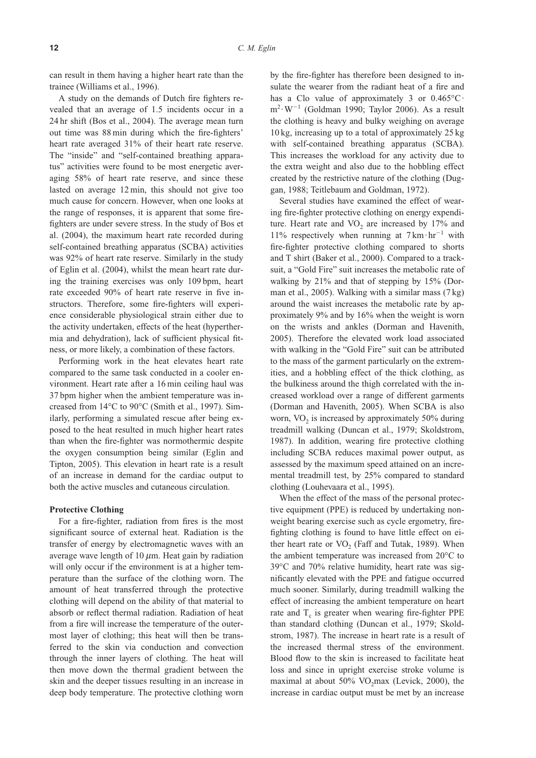can result in them having a higher heart rate than the trainee (Williams et al., 1996).

A study on the demands of Dutch fire fighters revealed that an average of 1.5 incidents occur in a 24 hr shift (Bos et al., 2004). The average mean turn out time was 88 min during which the fire-fighters' heart rate averaged 31% of their heart rate reserve. The "inside" and "self-contained breathing apparatus" activities were found to be most energetic averaging 58% of heart rate reserve, and since these lasted on average 12 min, this should not give too much cause for concern. However, when one looks at the range of responses, it is apparent that some fire-fighters are under severe stress. In the study of Bos et al. (2004), the maximum heart rate recorded during self-contained breathing apparatus (SCBA) activities was 92% of heart rate reserve. Similarly in the study of Eglin et al. (2004), whilst the mean heart rate during the training exercises was only 109 bpm, heart rate exceeded 90% of heart rate reserve in five instructors. Therefore, some fire-fighters will experience considerable physiological strain either due to the activity undertaken, effects of the heat (hyperthermia and dehydration), lack of sufficient physical fitness, or more likely, a combination of these factors.

Performing work in the heat elevates heart rate compared to the same task conducted in a cooler environment. Heart rate after a 16 min ceiling haul was 37 bpm higher when the ambient temperature was increased from 14°C to 90°C (Smith et al., 1997). Similarly, performing a simulated rescue after being exposed to the heat resulted in much higher heart rates than when the fire-fighter was normothermic despite the oxygen consumption being similar (Eglin and Tipton, 2005). This elevation in heart rate is a result of an increase in demand for the cardiac output to both the active muscles and cutaneous circulation.

**Protective Clothing**

For a fire-fighter, radiation from fires is the most significant source of external heat. Radiation is the transfer of energy by electromagnetic waves with an average wave length of 10 $\mu$m. Heat gain by radiation will only occur if the environment is at a higher temperature than the surface of the clothing worn. The amount of heat transferred through the protective clothing will depend on the ability of that material to absorb or reflect thermal radiation. Radiation of heat from a fire will increase the temperature of the outermost layer of clothing; this heat will then be transferred to the skin via conduction and convection through the inner layers of clothing. The heat will then move down the thermal gradient between the skin and the deeper tissues resulting in an increase in deep body temperature. The protective clothing worn by the fire-fighter has therefore been designed to insulate the wearer from the radiant heat of a fire and has a Clo value of approximately 3 or $0.465°C \cdot m^2 \cdot W^{-1}$ (Goldman 1990; Taylor 2006). As a result the clothing is heavy and bulky weighing on average 10 kg, increasing up to a total of approximately 25 kg with self-contained breathing apparatus (SCBA). This increases the workload for any activity due to the extra weight and also due to the hobbling effect created by the restrictive nature of the clothing (Duggan, 1988; Teitlebaum and Goldman, 1972).

Several studies have examined the effect of wearing fire-fighter protective clothing on energy expenditure. Heart rate and $VO_2$ are increased by 17% and 11% respectively when running at $7\,km \cdot hr^{-1}$ with fire-fighter protective clothing compared to shorts and T shirt (Baker et al., 2000). Compared to a tracksuit, a "Gold Fire" suit increases the metabolic rate of walking by 21% and that of stepping by 15% (Dorman et al., 2005). Walking with a similar mass (7 kg) around the waist increases the metabolic rate by approximately 9% and by 16% when the weight is worn on the wrists and ankles (Dorman and Havenith, 2005). Therefore the elevated work load associated with walking in the "Gold Fire" suit can be attributed to the mass of the garment particularly on the extremities, and a hobbling effect of the thick clothing, as the bulkiness around the thigh correlated with the increased workload over a range of different garments (Dorman and Havenith, 2005). When SCBA is also worn, $VO_2$ is increased by approximately 50% during treadmill walking (Duncan et al., 1979; Skoldstrom, 1987). In addition, wearing fire protective clothing including SCBA reduces maximal power output, as assessed by the maximum speed attained on an incremental treadmill test, by 25% compared to standard clothing (Louhevaara et al., 1995).

When the effect of the mass of the personal protective equipment (PPE) is reduced by undertaking non-weight bearing exercise such as cycle ergometry, fire-fighting clothing is found to have little effect on either heart rate or $VO_2$ (Faff and Tutak, 1989). When the ambient temperature was increased from 20°C to 39°C and 70% relative humidity, heart rate was significantly elevated with the PPE and fatigue occurred much sooner. Similarly, during treadmill walking the effect of increasing the ambient temperature on heart rate and $T_c$ is greater when wearing fire-fighter PPE than standard clothing (Duncan et al., 1979; Skoldstrom, 1987). The increase in heart rate is a result of the increased thermal stress of the environment. Blood flow to the skin is increased to facilitate heat loss and since in upright exercise stroke volume is maximal at about 50% $VO_2max$ (Levick, 2000), the increase in cardiac output must be met by an increase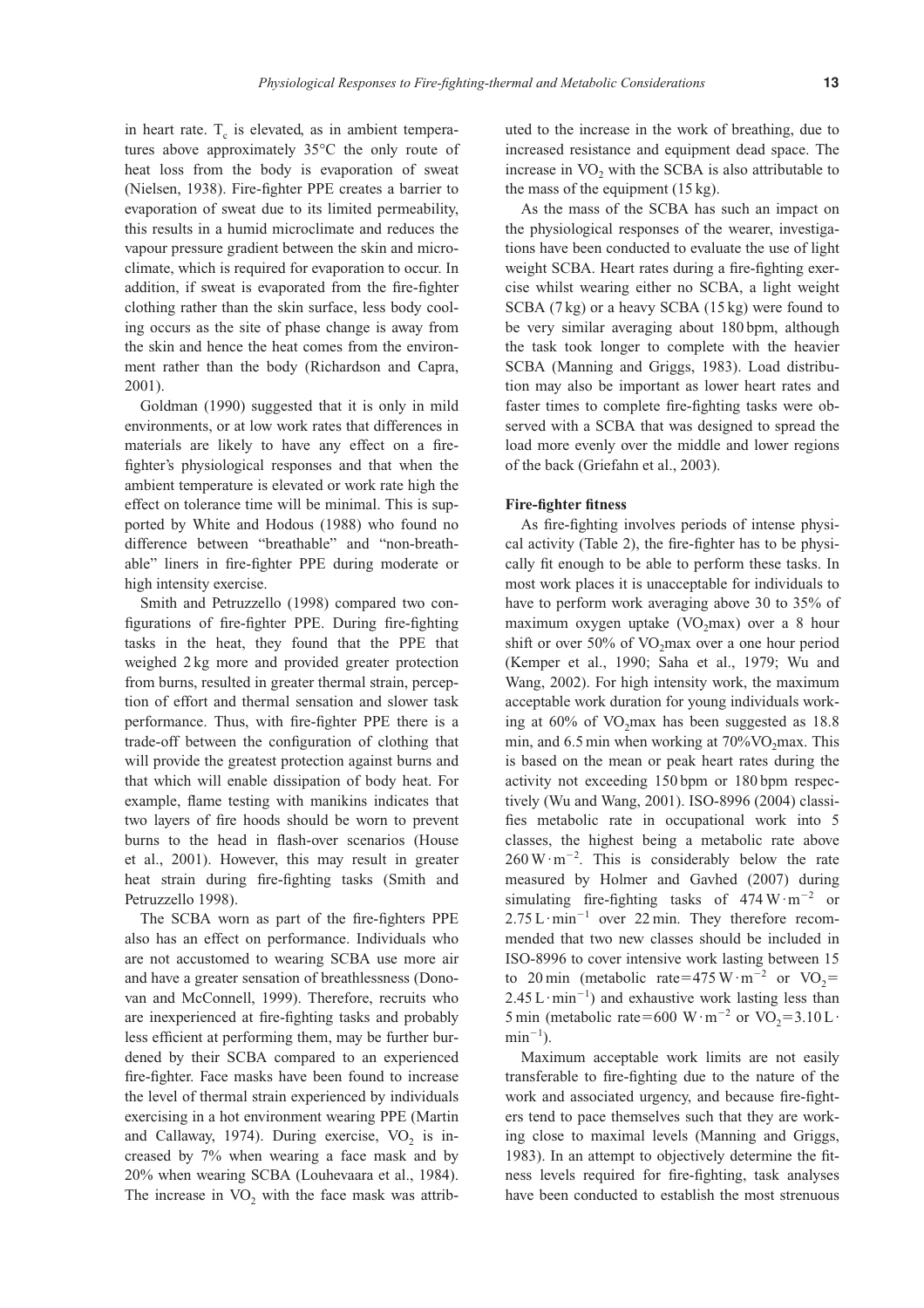in heart rate. $T_c$ is elevated, as in ambient temperatures above approximately 35°C the only route of heat loss from the body is evaporation of sweat (Nielsen, 1938). Fire-fighter PPE creates a barrier to evaporation of sweat due to its limited permeability, this results in a humid microclimate and reduces the vapour pressure gradient between the skin and microclimate, which is required for evaporation to occur. In addition, if sweat is evaporated from the fire-fighter clothing rather than the skin surface, less body cooling occurs as the site of phase change is away from the skin and hence the heat comes from the environment rather than the body (Richardson and Capra, 2001).

Goldman (1990) suggested that it is only in mild environments, or at low work rates that differences in materials are likely to have any effect on a fire-fighter's physiological responses and that when the ambient temperature is elevated or work rate high the effect on tolerance time will be minimal. This is supported by White and Hodous (1988) who found no difference between "breathable" and "non-breathable" liners in fire-fighter PPE during moderate or high intensity exercise.

Smith and Petruzzello (1998) compared two configurations of fire-fighter PPE. During fire-fighting tasks in the heat, they found that the PPE that weighed 2 kg more and provided greater protection from burns, resulted in greater thermal strain, perception of effort and thermal sensation and slower task performance. Thus, with fire-fighter PPE there is a trade-off between the configuration of clothing that will provide the greatest protection against burns and that which will enable dissipation of body heat. For example, flame testing with manikins indicates that two layers of fire hoods should be worn to prevent burns to the head in flash-over scenarios (House et al., 2001). However, this may result in greater heat strain during fire-fighting tasks (Smith and Petruzzello 1998).

The SCBA worn as part of the fire-fighters PPE also has an effect on performance. Individuals who are not accustomed to wearing SCBA use more air and have a greater sensation of breathlessness (Donovan and McConnell, 1999). Therefore, recruits who are inexperienced at fire-fighting tasks and probably less efficient at performing them, may be further burdened by their SCBA compared to an experienced fire-fighter. Face masks have been found to increase the level of thermal strain experienced by individuals exercising in a hot environment wearing PPE (Martin and Callaway, 1974). During exercise, $VO_2$ is increased by 7% when wearing a face mask and by 20% when wearing SCBA (Louhevaara et al., 1984). The increase in $VO_2$ with the face mask was attributed to the increase in the work of breathing, due to increased resistance and equipment dead space. The increase in $VO_2$ with the SCBA is also attributable to the mass of the equipment (15 kg).

As the mass of the SCBA has such an impact on the physiological responses of the wearer, investigations have been conducted to evaluate the use of light weight SCBA. Heart rates during a fire-fighting exercise whilst wearing either no SCBA, a light weight SCBA (7 kg) or a heavy SCBA (15 kg) were found to be very similar averaging about 180 bpm, although the task took longer to complete with the heavier SCBA (Manning and Griggs, 1983). Load distribution may also be important as lower heart rates and faster times to complete fire-fighting tasks were observed with a SCBA that was designed to spread the load more evenly over the middle and lower regions of the back (Griefahn et al., 2003).

**Fire-fighter fitness**

As fire-fighting involves periods of intense physical activity (Table 2), the fire-fighter has to be physically fit enough to be able to perform these tasks. In most work places it is unacceptable for individuals to have to perform work averaging above 30 to 35% of maximum oxygen uptake ($VO_2$max) over a 8 hour shift or over 50% of $VO_2$max over a one hour period (Kemper et al., 1990; Saha et al., 1979; Wu and Wang, 2002). For high intensity work, the maximum acceptable work duration for young individuals working at 60% of $VO_2$max has been suggested as 18.8 min, and 6.5 min when working at 70%$VO_2$max. This is based on the mean or peak heart rates during the activity not exceeding 150 bpm or 180 bpm respectively (Wu and Wang, 2001). ISO-8996 (2004) classifies metabolic rate in occupational work into 5 classes, the highest being a metabolic rate above $260\,W\cdot m^{-2}$. This is considerably below the rate measured by Holmer and Gavhed (2007) during simulating fire-fighting tasks of $474\,W\cdot m^{-2}$ or $2.75\,L\cdot min^{-1}$ over 22 min. They therefore recommended that two new classes should be included in ISO-8996 to cover intensive work lasting between 15 to 20 min (metabolic rate$=475\,W\cdot m^{-2}$ or $VO_2=2.45\,L\cdot min^{-1}$) and exhaustive work lasting less than 5 min (metabolic rate$=600\,W\cdot m^{-2}$ or $VO_2=3.10\,L\cdot min^{-1}$).

Maximum acceptable work limits are not easily transferable to fire-fighting due to the nature of the work and associated urgency, and because fire-fighters tend to pace themselves such that they are working close to maximal levels (Manning and Griggs, 1983). In an attempt to objectively determine the fitness levels required for fire-fighting, task analyses have been conducted to establish the most strenuous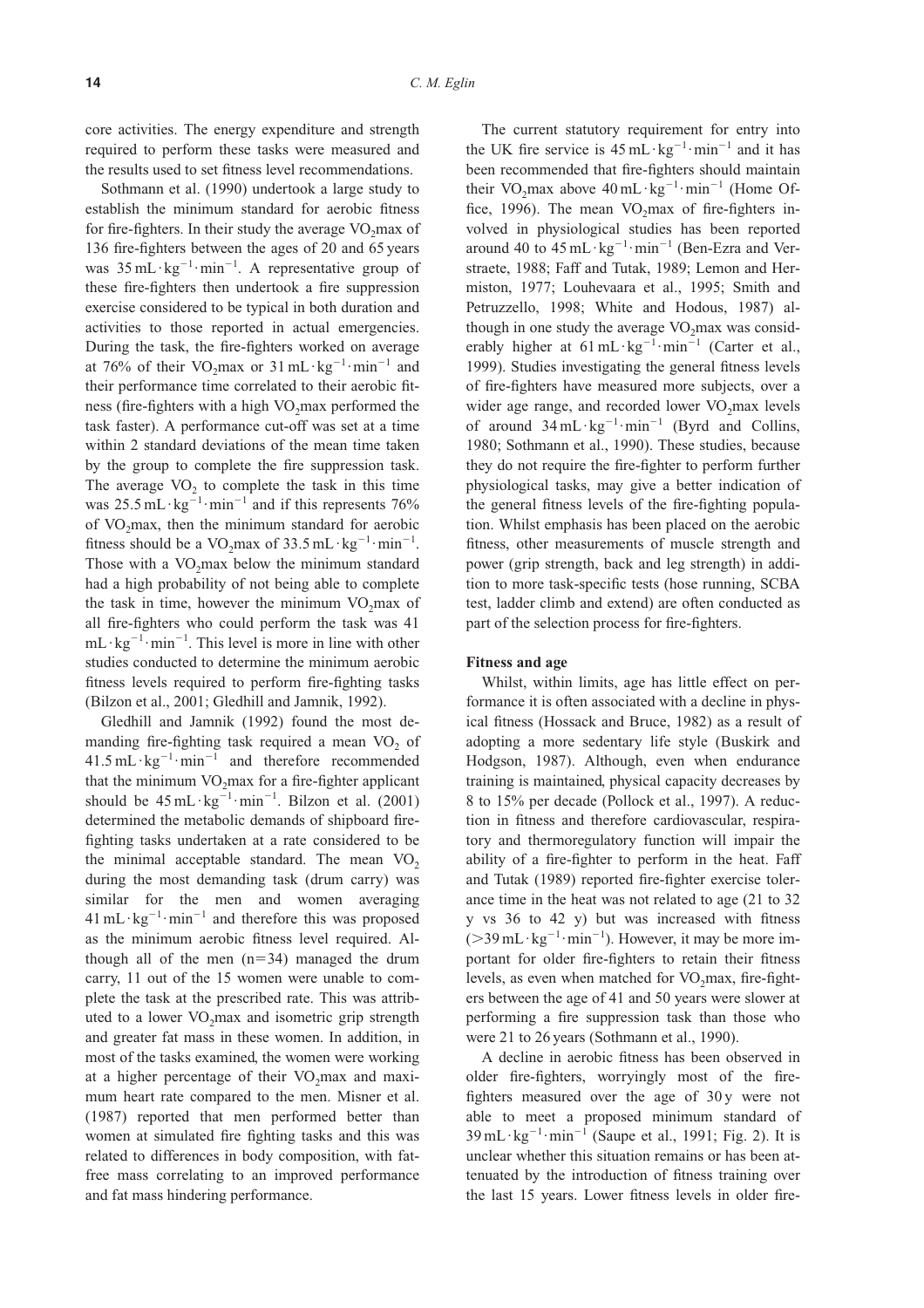core activities. The energy expenditure and strength required to perform these tasks were measured and the results used to set fitness level recommendations.

Sothmann et al. (1990) undertook a large study to establish the minimum standard for aerobic fitness for fire-fighters. In their study the average $VO_2$max of 136 fire-fighters between the ages of 20 and 65 years was $35\,mL \cdot kg^{-1} \cdot min^{-1}$. A representative group of these fire-fighters then undertook a fire suppression exercise considered to be typical in both duration and activities to those reported in actual emergencies. During the task, the fire-fighters worked on average at 76% of their $VO_2$max or $31\,mL \cdot kg^{-1} \cdot min^{-1}$ and their performance time correlated to their aerobic fitness (fire-fighters with a high $VO_2$max performed the task faster). A performance cut-off was set at a time within 2 standard deviations of the mean time taken by the group to complete the fire suppression task. The average $VO_2$ to complete the task in this time was $25.5\,mL \cdot kg^{-1} \cdot min^{-1}$ and if this represents 76% of $VO_2$max, then the minimum standard for aerobic fitness should be a $VO_2$max of $33.5\,mL \cdot kg^{-1} \cdot min^{-1}$. Those with a $VO_2$max below the minimum standard had a high probability of not being able to complete the task in time, however the minimum $VO_2$max of all fire-fighters who could perform the task was 41 $mL \cdot kg^{-1} \cdot min^{-1}$. This level is more in line with other studies conducted to determine the minimum aerobic fitness levels required to perform fire-fighting tasks (Bilzon et al., 2001; Gledhill and Jamnik, 1992).

Gledhill and Jamnik (1992) found the most demanding fire-fighting task required a mean $VO_2$ of $41.5\,mL \cdot kg^{-1} \cdot min^{-1}$ and therefore recommended that the minimum $VO_2$max for a fire-fighter applicant should be $45\,mL \cdot kg^{-1} \cdot min^{-1}$. Bilzon et al. (2001) determined the metabolic demands of shipboard fire-fighting tasks undertaken at a rate considered to be the minimal acceptable standard. The mean $VO_2$ during the most demanding task (drum carry) was similar for the men and women averaging $41\,mL \cdot kg^{-1} \cdot min^{-1}$ and therefore this was proposed as the minimum aerobic fitness level required. Although all of the men ($n=34$) managed the drum carry, 11 out of the 15 women were unable to complete the task at the prescribed rate. This was attributed to a lower $VO_2$max and isometric grip strength and greater fat mass in these women. In addition, in most of the tasks examined, the women were working at a higher percentage of their $VO_2$max and maximum heart rate compared to the men. Misner et al. (1987) reported that men performed better than women at simulated fire fighting tasks and this was related to differences in body composition, with fat-free mass correlating to an improved performance and fat mass hindering performance.

The current statutory requirement for entry into the UK fire service is $45\,mL \cdot kg^{-1} \cdot min^{-1}$ and it has been recommended that fire-fighters should maintain their $VO_2$max above $40\,mL \cdot kg^{-1} \cdot min^{-1}$ (Home Office, 1996). The mean $VO_2$max of fire-fighters involved in physiological studies has been reported around 40 to $45\,mL \cdot kg^{-1} \cdot min^{-1}$ (Ben-Ezra and Verstraete, 1988; Faff and Tutak, 1989; Lemon and Hermiston, 1977; Louhevaara et al., 1995; Smith and Petruzzello, 1998; White and Hodous, 1987) although in one study the average $VO_2$max was considerably higher at $61\,mL \cdot kg^{-1} \cdot min^{-1}$ (Carter et al., 1999). Studies investigating the general fitness levels of fire-fighters have measured more subjects, over a wider age range, and recorded lower $VO_2$max levels of around $34\,mL \cdot kg^{-1} \cdot min^{-1}$ (Byrd and Collins, 1980; Sothmann et al., 1990). These studies, because they do not require the fire-fighter to perform further physiological tasks, may give a better indication of the general fitness levels of the fire-fighting population. Whilst emphasis has been placed on the aerobic fitness, other measurements of muscle strength and power (grip strength, back and leg strength) in addition to more task-specific tests (hose running, SCBA test, ladder climb and extend) are often conducted as part of the selection process for fire-fighters.

**Fitness and age**

Whilst, within limits, age has little effect on performance it is often associated with a decline in physical fitness (Hossack and Bruce, 1982) as a result of adopting a more sedentary life style (Buskirk and Hodgson, 1987). Although, even when endurance training is maintained, physical capacity decreases by 8 to 15% per decade (Pollock et al., 1997). A reduction in fitness and therefore cardiovascular, respiratory and thermoregulatory function will impair the ability of a fire-fighter to perform in the heat. Faff and Tutak (1989) reported fire-fighter exercise tolerance time in the heat was not related to age (21 to 32 y vs 36 to 42 y) but was increased with fitness ($>39\,mL \cdot kg^{-1} \cdot min^{-1}$). However, it may be more important for older fire-fighters to retain their fitness levels, as even when matched for $VO_2$max, fire-fighters between the age of 41 and 50 years were slower at performing a fire suppression task than those who were 21 to 26 years (Sothmann et al., 1990).

A decline in aerobic fitness has been observed in older fire-fighters, worryingly most of the fire-fighters measured over the age of 30 y were not able to meet a proposed minimum standard of $39\,mL \cdot kg^{-1} \cdot min^{-1}$ (Saupe et al., 1991; Fig. 2). It is unclear whether this situation remains or has been attenuated by the introduction of fitness training over the last 15 years. Lower fitness levels in older fire-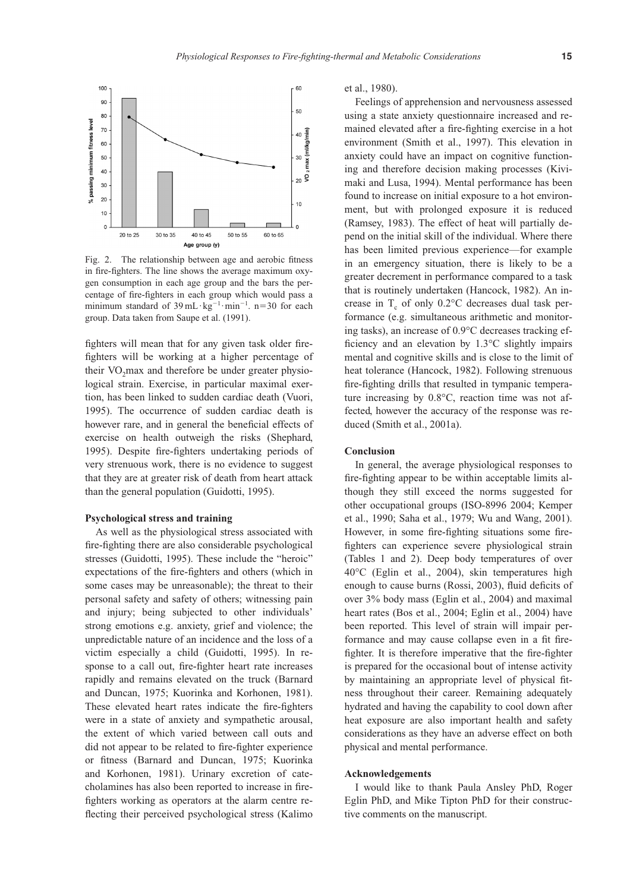Fig. 2. The relationship between age and aerobic fitness in fire-fighters. The line shows the average maximum oxygen consumption in each age group and the bars the percentage of fire-fighters in each group which would pass a minimum standard of $39\,\mathrm{mL \cdot kg^{-1} \cdot min^{-1}}$. n=30 for each group. Data taken from Saupe et al. (1991).

fighters will mean that for any given task older fire-fighters will be working at a higher percentage of their $VO_2$max and therefore be under greater physiological strain. Exercise, in particular maximal exertion, has been linked to sudden cardiac death (Vuori, 1995). The occurrence of sudden cardiac death is however rare, and in general the beneficial effects of exercise on health outweigh the risks (Shephard, 1995). Despite fire-fighters undertaking periods of very strenuous work, there is no evidence to suggest that they are at greater risk of death from heart attack than the general population (Guidotti, 1995).

### Psychological stress and training

As well as the physiological stress associated with fire-fighting there are also considerable psychological stresses (Guidotti, 1995). These include the "heroic" expectations of the fire-fighters and others (which in some cases may be unreasonable); the threat to their personal safety and safety of others; witnessing pain and injury; being subjected to other individuals' strong emotions e.g. anxiety, grief and violence; the unpredictable nature of an incidence and the loss of a victim especially a child (Guidotti, 1995). In response to a call out, fire-fighter heart rate increases rapidly and remains elevated on the truck (Barnard and Duncan, 1975; Kuorinka and Korhonen, 1981). These elevated heart rates indicate the fire-fighters were in a state of anxiety and sympathetic arousal, the extent of which varied between call outs and did not appear to be related to fire-fighter experience or fitness (Barnard and Duncan, 1975; Kuorinka and Korhonen, 1981). Urinary excretion of catecholamines has also been reported to increase in fire-fighters working as operators at the alarm centre reflecting their perceived psychological stress (Kalimo et al., 1980).

Feelings of apprehension and nervousness assessed using a state anxiety questionnaire increased and remained elevated after a fire-fighting exercise in a hot environment (Smith et al., 1997). This elevation in anxiety could have an impact on cognitive functioning and therefore decision making processes (Kivimaki and Lusa, 1994). Mental performance has been found to increase on initial exposure to a hot environment, but with prolonged exposure it is reduced (Ramsey, 1983). The effect of heat will partially depend on the initial skill of the individual. Where there has been limited previous experience—for example in an emergency situation, there is likely to be a greater decrement in performance compared to a task that is routinely undertaken (Hancock, 1982). An increase in $T_c$ of only 0.2°C decreases dual task performance (e.g. simultaneous arithmetic and monitoring tasks), an increase of 0.9°C decreases tracking efficiency and an elevation by 1.3°C slightly impairs mental and cognitive skills and is close to the limit of heat tolerance (Hancock, 1982). Following strenuous fire-fighting drills that resulted in tympanic temperature increasing by 0.8°C, reaction time was not affected, however the accuracy of the response was reduced (Smith et al., 2001a).

### Conclusion

In general, the average physiological responses to fire-fighting appear to be within acceptable limits although they still exceed the norms suggested for other occupational groups (ISO-8996 2004; Kemper et al., 1990; Saha et al., 1979; Wu and Wang, 2001). However, in some fire-fighting situations some fire-fighters can experience severe physiological strain (Tables 1 and 2). Deep body temperatures of over 40°C (Eglin et al., 2004), skin temperatures high enough to cause burns (Rossi, 2003), fluid deficits of over 3% body mass (Eglin et al., 2004) and maximal heart rates (Bos et al., 2004; Eglin et al., 2004) have been reported. This level of strain will impair performance and may cause collapse even in a fit fire-fighter. It is therefore imperative that the fire-fighter is prepared for the occasional bout of intense activity by maintaining an appropriate level of physical fitness throughout their career. Remaining adequately hydrated and having the capability to cool down after heat exposure are also important health and safety considerations as they have an adverse effect on both physical and mental performance.

### Acknowledgements

I would like to thank Paula Ansley PhD, Roger Eglin PhD, and Mike Tipton PhD for their constructive comments on the manuscript.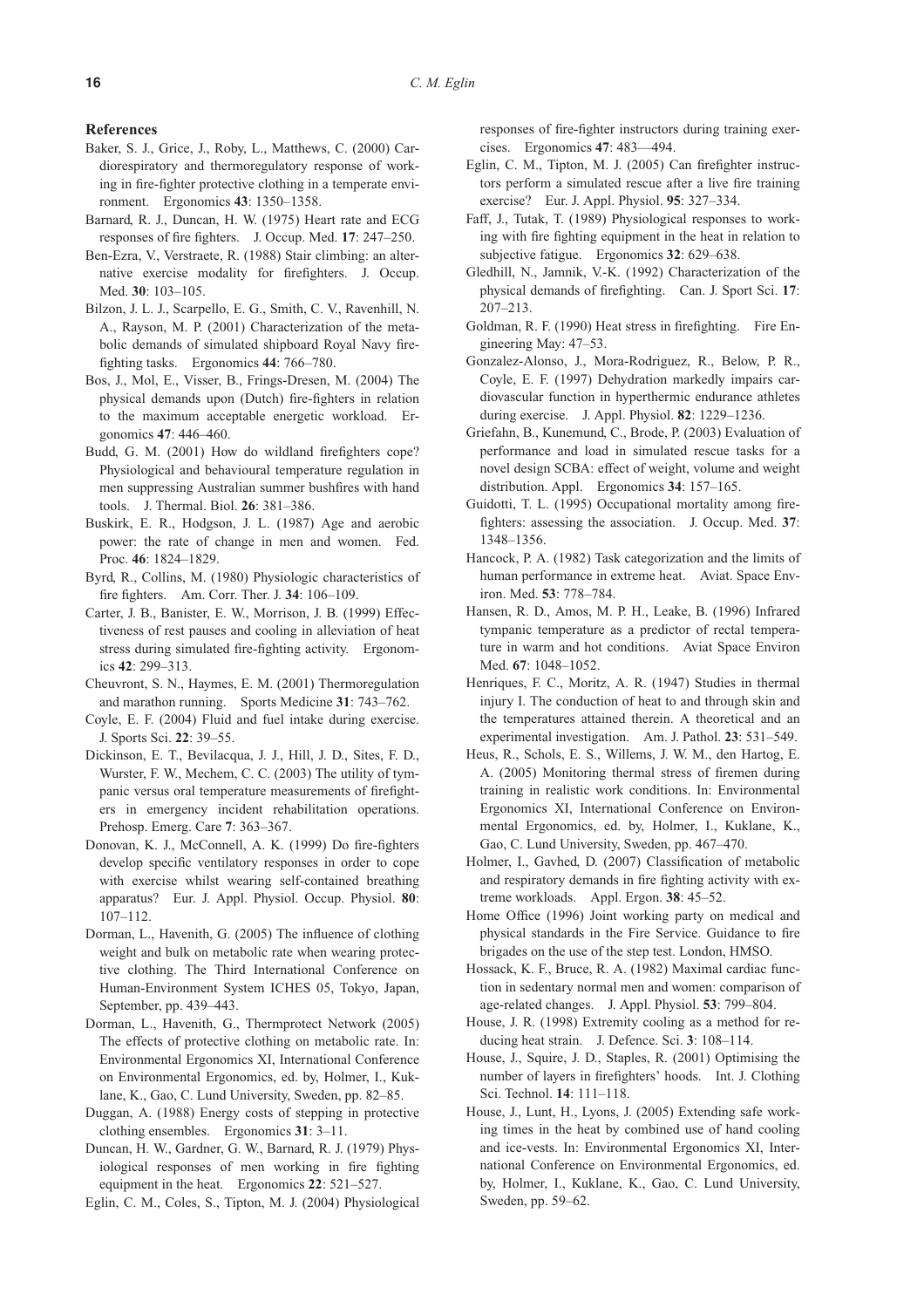## References

Baker, S. J., Grice, J., Roby, L., Matthews, C. (2000) Cardiorespiratory and thermoregulatory response of working in fire-fighter protective clothing in a temperate environment. Ergonomics **43**: 1350–1358.

Barnard, R. J., Duncan, H. W. (1975) Heart rate and ECG responses of fire fighters. J. Occup. Med. **17**: 247–250.

Ben-Ezra, V., Verstraete, R. (1988) Stair climbing: an alternative exercise modality for firefighters. J. Occup. Med. **30**: 103–105.

Bilzon, J. L. J., Scarpello, E. G., Smith, C. V., Ravenhill, N. A., Rayson, M. P. (2001) Characterization of the metabolic demands of simulated shipboard Royal Navy firefighting tasks. Ergonomics **44**: 766–780.

Bos, J., Mol, E., Visser, B., Frings-Dresen, M. (2004) The physical demands upon (Dutch) fire-fighters in relation to the maximum acceptable energetic workload. Ergonomics **47**: 446–460.

Budd, G. M. (2001) How do wildland firefighters cope? Physiological and behavioural temperature regulation in men suppressing Australian summer bushfires with hand tools. J. Thermal. Biol. **26**: 381–386.

Buskirk, E. R., Hodgson, J. L. (1987) Age and aerobic power: the rate of change in men and women. Fed. Proc. **46**: 1824–1829.

Byrd, R., Collins, M. (1980) Physiologic characteristics of fire fighters. Am. Corr. Ther. J. **34**: 106–109.

Carter, J. B., Banister, E. W., Morrison, J. B. (1999) Effectiveness of rest pauses and cooling in alleviation of heat stress during simulated fire-fighting activity. Ergonomics **42**: 299–313.

Cheuvront, S. N., Haymes, E. M. (2001) Thermoregulation and marathon running. Sports Medicine **31**: 743–762.

Coyle, E. F. (2004) Fluid and fuel intake during exercise. J. Sports Sci. **22**: 39–55.

Dickinson, E. T., Bevilacqua, J. J., Hill, J. D., Sites, F. D., Wurster, F. W., Mechem, C. C. (2003) The utility of tympanic versus oral temperature measurements of firefighters in emergency incident rehabilitation operations. Prehosp. Emerg. Care **7**: 363–367.

Donovan, K. J., McConnell, A. K. (1999) Do fire-fighters develop specific ventilatory responses in order to cope with exercise whilst wearing self-contained breathing apparatus? Eur. J. Appl. Physiol. Occup. Physiol. **80**: 107–112.

Dorman, L., Havenith, G. (2005) The influence of clothing weight and bulk on metabolic rate when wearing protective clothing. The Third International Conference on Human-Environment System ICHES 05, Tokyo, Japan, September, pp. 439–443.

Dorman, L., Havenith, G., Thermprotect Network (2005) The effects of protective clothing on metabolic rate. In: Environmental Ergonomics XI, International Conference on Environmental Ergonomics, ed. by, Holmer, I., Kuklane, K., Gao, C. Lund University, Sweden, pp. 82–85.

Duggan, A. (1988) Energy costs of stepping in protective clothing ensembles. Ergonomics **31**: 3–11.

Duncan, H. W., Gardner, G. W., Barnard, R. J. (1979) Physiological responses of men working in fire fighting equipment in the heat. Ergonomics **22**: 521–527.

Eglin, C. M., Coles, S., Tipton, M. J. (2004) Physiological responses of fire-fighter instructors during training exercises. Ergonomics **47**: 483—494.

Eglin, C. M., Tipton, M. J. (2005) Can firefighter instructors perform a simulated rescue after a live fire training exercise? Eur. J. Appl. Physiol. **95**: 327–334.

Faff, J., Tutak, T. (1989) Physiological responses to working with fire fighting equipment in the heat in relation to subjective fatigue. Ergonomics **32**: 629–638.

Gledhill, N., Jamnik, V.-K. (1992) Characterization of the physical demands of firefighting. Can. J. Sport Sci. **17**: 207–213.

Goldman, R. F. (1990) Heat stress in firefighting. Fire Engineering May: 47–53.

Gonzalez-Alonso, J., Mora-Rodriguez, R., Below, P. R., Coyle, E. F. (1997) Dehydration markedly impairs cardiovascular function in hyperthermic endurance athletes during exercise. J. Appl. Physiol. **82**: 1229–1236.

Griefahn, B., Kunemund, C., Brode, P. (2003) Evaluation of performance and load in simulated rescue tasks for a novel design SCBA: effect of weight, volume and weight distribution. Appl. Ergonomics **34**: 157–165.

Guidotti, T. L. (1995) Occupational mortality among firefighters: assessing the association. J. Occup. Med. **37**: 1348–1356.

Hancock, P. A. (1982) Task categorization and the limits of human performance in extreme heat. Aviat. Space Environ. Med. **53**: 778–784.

Hansen, R. D., Amos, M. P. H., Leake, B. (1996) Infrared tympanic temperature as a predictor of rectal temperature in warm and hot conditions. Aviat Space Environ Med. **67**: 1048–1052.

Henriques, F. C., Moritz, A. R. (1947) Studies in thermal injury I. The conduction of heat to and through skin and the temperatures attained therein. A theoretical and an experimental investigation. Am. J. Pathol. **23**: 531–549.

Heus, R., Schols, E. S., Willems, J. W. M., den Hartog, E. A. (2005) Monitoring thermal stress of firemen during training in realistic work conditions. In: Environmental Ergonomics XI, International Conference on Environmental Ergonomics, ed. by, Holmer, I., Kuklane, K., Gao, C. Lund University, Sweden, pp. 467–470.

Holmer, I., Gavhed, D. (2007) Classification of metabolic and respiratory demands in fire fighting activity with extreme workloads. Appl. Ergon. **38**: 45–52.

Home Office (1996) Joint working party on medical and physical standards in the Fire Service. Guidance to fire brigades on the use of the step test. London, HMSO.

Hossack, K. F., Bruce, R. A. (1982) Maximal cardiac function in sedentary normal men and women: comparison of age-related changes. J. Appl. Physiol. **53**: 799–804.

House, J. R. (1998) Extremity cooling as a method for reducing heat strain. J. Defence. Sci. **3**: 108–114.

House, J., Squire, J. D., Staples, R. (2001) Optimising the number of layers in firefighters' hoods. Int. J. Clothing Sci. Technol. **14**: 111–118.

House, J., Lunt, H., Lyons, J. (2005) Extending safe working times in the heat by combined use of hand cooling and ice-vests. In: Environmental Ergonomics XI, International Conference on Environmental Ergonomics, ed. by, Holmer, I., Kuklane, K., Gao, C. Lund University, Sweden, pp. 59–62.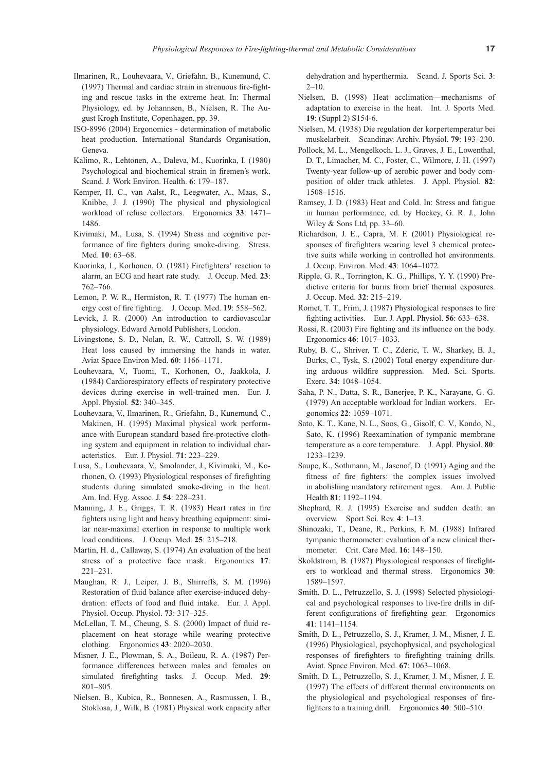Ilmarinen, R., Louhevaara, V., Griefahn, B., Kunemund, C. (1997) Thermal and cardiac strain in strenuous fire-fighting and rescue tasks in the extreme heat. In: Thermal Physiology, ed. by Johannsen, B., Nielsen, R. The August Krogh Institute, Copenhagen, pp. 39.

ISO-8996 (2004) Ergonomics - determination of metabolic heat production. International Standards Organisation, Geneva.

Kalimo, R., Lehtonen, A., Daleva, M., Kuorinka, I. (1980) Psychological and biochemical strain in firemen's work. Scand. J. Work Environ. Health. **6**: 179–187.

Kemper, H. C., van Aalst, R., Leegwater, A., Maas, S., Knibbe, J. J. (1990) The physical and physiological workload of refuse collectors. Ergonomics **33**: 1471–1486.

Kivimaki, M., Lusa, S. (1994) Stress and cognitive performance of fire fighters during smoke-diving. Stress. Med. **10**: 63–68.

Kuorinka, I., Korhonen, O. (1981) Firefighters' reaction to alarm, an ECG and heart rate study. J. Occup. Med. **23**: 762–766.

Lemon, P. W. R., Hermiston, R. T. (1977) The human energy cost of fire fighting. J. Occup. Med. **19**: 558–562.

Levick, J. R. (2000) An introduction to cardiovascular physiology. Edward Arnold Publishers, London.

Livingstone, S. D., Nolan, R. W., Cattroll, S. W. (1989) Heat loss caused by immersing the hands in water. Aviat Space Environ Med. **60**: 1166–1171.

Louhevaara, V., Tuomi, T., Korhonen, O., Jaakkola, J. (1984) Cardiorespiratory effects of respiratory protective devices during exercise in well-trained men. Eur. J. Appl. Physiol. **52**: 340–345.

Louhevaara, V., Ilmarinen, R., Griefahn, B., Kunemund, C., Makinen, H. (1995) Maximal physical work performance with European standard based fire-protective clothing system and equipment in relation to individual characteristics. Eur. J. Physiol. **71**: 223–229.

Lusa, S., Louhevaara, V., Smolander, J., Kivimaki, M., Korhonen, O. (1993) Physiological responses of firefighting students during simulated smoke-diving in the heat. Am. Ind. Hyg. Assoc. J. **54**: 228–231.

Manning, J. E., Griggs, T. R. (1983) Heart rates in fire fighters using light and heavy breathing equipment: similar near-maximal exertion in response to multiple work load conditions. J. Occup. Med. **25**: 215–218.

Martin, H. d., Callaway, S. (1974) An evaluation of the heat stress of a protective face mask. Ergonomics **17**: 221–231.

Maughan, R. J., Leiper, J. B., Shirreffs, S. M. (1996) Restoration of fluid balance after exercise-induced dehydration: effects of food and fluid intake. Eur. J. Appl. Physiol. Occup. Physiol. **73**: 317–325.

McLellan, T. M., Cheung, S. S. (2000) Impact of fluid replacement on heat storage while wearing protective clothing. Ergonomics **43**: 2020–2030.

Misner, J. E., Plowman, S. A., Boileau, R. A. (1987) Performance differences between males and females on simulated firefighting tasks. J. Occup. Med. **29**: 801–805.

Nielsen, B., Kubica, R., Bonnesen, A., Rasmussen, I. B., Stoklosa, J., Wilk, B. (1981) Physical work capacity after dehydration and hyperthermia. Scand. J. Sports Sci. **3**: 2–10.

Nielsen, B. (1998) Heat acclimation—mechanisms of adaptation to exercise in the heat. Int. J. Sports Med. **19**: (Suppl 2) S154-6.

Nielsen, M. (1938) Die regulation der korpertemperatur bei muskelarbeit. Scandinav. Archiv. Physiol. **79**: 193–230.

Pollock, M. L., Mengelkoch, L. J., Graves, J. E., Lowenthal, D. T., Limacher, M. C., Foster, C., Wilmore, J. H. (1997) Twenty-year follow-up of aerobic power and body composition of older track athletes. J. Appl. Physiol. **82**: 1508–1516.

Ramsey, J. D. (1983) Heat and Cold. In: Stress and fatigue in human performance, ed. by Hockey, G. R. J., John Wiley & Sons Ltd, pp. 33–60.

Richardson, J. E., Capra, M. F. (2001) Physiological responses of firefighters wearing level 3 chemical protective suits while working in controlled hot environments. J. Occup. Environ. Med. **43**: 1064–1072.

Ripple, G. R., Torrington, K. G., Phillips, Y. Y. (1990) Predictive criteria for burns from brief thermal exposures. J. Occup. Med. **32**: 215–219.

Romet, T. T., Frim, J. (1987) Physiological responses to fire fighting activities. Eur. J. Appl. Physiol. **56**: 633–638.

Rossi, R. (2003) Fire fighting and its influence on the body. Ergonomics **46**: 1017–1033.

Ruby, B. C., Shriver, T. C., Zderic, T. W., Sharkey, B. J., Burks, C., Tysk, S. (2002) Total energy expenditure during arduous wildfire suppression. Med. Sci. Sports. Exerc. **34**: 1048–1054.

Saha, P. N., Datta, S. R., Banerjee, P. K., Narayane, G. G. (1979) An acceptable workload for Indian workers. Ergonomics **22**: 1059–1071.

Sato, K. T., Kane, N. L., Soos, G., Gisolf, C. V., Kondo, N., Sato, K. (1996) Reexamination of tympanic membrane temperature as a core temperature. J. Appl. Physiol. **80**: 1233–1239.

Saupe, K., Sothmann, M., Jasenof, D. (1991) Aging and the fitness of fire fighters: the complex issues involved in abolishing mandatory retirement ages. Am. J. Public Health **81**: 1192–1194.

Shephard, R. J. (1995) Exercise and sudden death: an overview. Sport Sci. Rev. **4**: 1–13.

Shinozaki, T., Deane, R., Perkins, F. M. (1988) Infrared tympanic thermometer: evaluation of a new clinical thermometer. Crit. Care Med. **16**: 148–150.

Skoldstrom, B. (1987) Physiological responses of firefighters to workload and thermal stress. Ergonomics **30**: 1589–1597.

Smith, D. L., Petruzzello, S. J. (1998) Selected physiological and psychological responses to live-fire drills in different configurations of firefighting gear. Ergonomics **41**: 1141–1154.

Smith, D. L., Petruzzello, S. J., Kramer, J. M., Misner, J. E. (1996) Physiological, psychophysical, and psychological responses of firefighters to firefighting training drills. Aviat. Space Environ. Med. **67**: 1063–1068.

Smith, D. L., Petruzzello, S. J., Kramer, J. M., Misner, J. E. (1997) The effects of different thermal environments on the physiological and psychological responses of firefighters to a training drill. Ergonomics **40**: 500–510.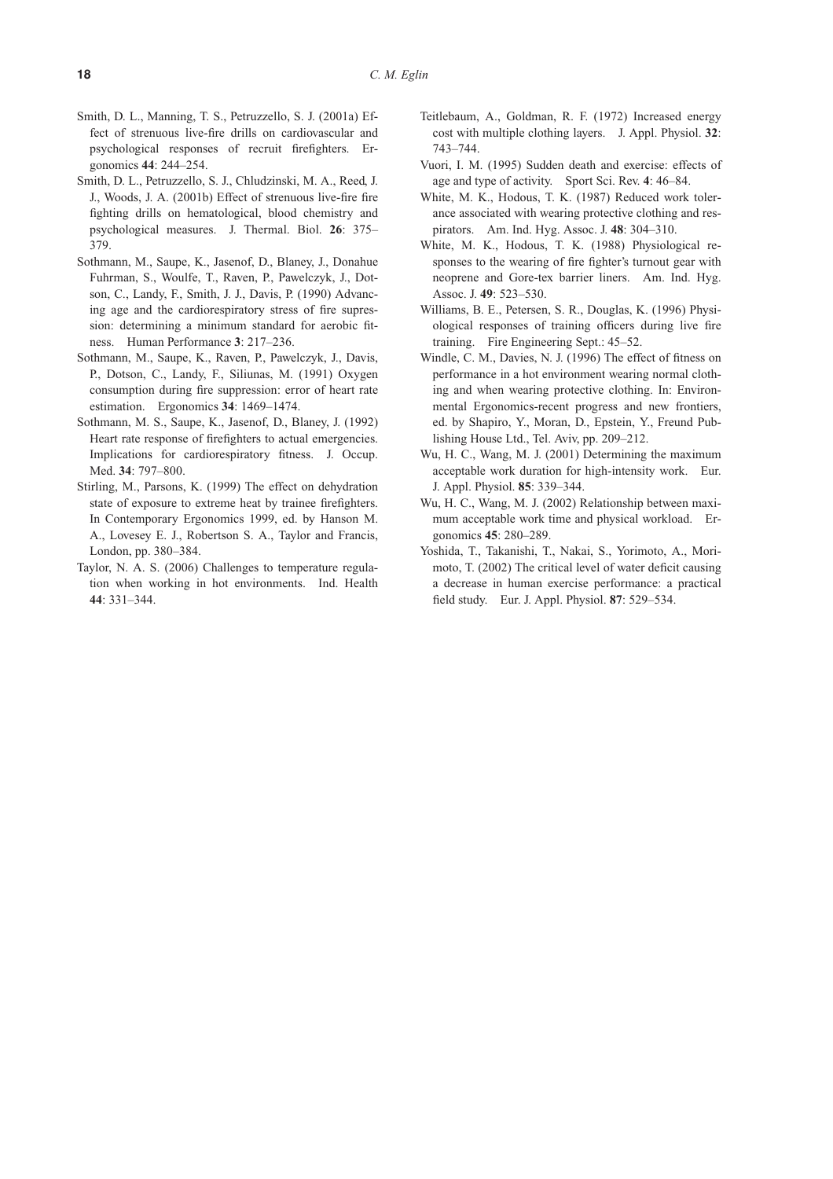Smith, D. L., Manning, T. S., Petruzzello, S. J. (2001a) Effect of strenuous live-fire drills on cardiovascular and psychological responses of recruit firefighters. Ergonomics **44**: 244–254.

Smith, D. L., Petruzzello, S. J., Chludzinski, M. A., Reed, J. J., Woods, J. A. (2001b) Effect of strenuous live-fire fire fighting drills on hematological, blood chemistry and psychological measures. J. Thermal. Biol. **26**: 375–379.

Sothmann, M., Saupe, K., Jasenof, D., Blaney, J., Donahue Fuhrman, S., Woulfe, T., Raven, P., Pawelczyk, J., Dotson, C., Landy, F., Smith, J. J., Davis, P. (1990) Advancing age and the cardiorespiratory stress of fire supression: determining a minimum standard for aerobic fitness. Human Performance **3**: 217–236.

Sothmann, M., Saupe, K., Raven, P., Pawelczyk, J., Davis, P., Dotson, C., Landy, F., Siliunas, M. (1991) Oxygen consumption during fire suppression: error of heart rate estimation. Ergonomics **34**: 1469–1474.

Sothmann, M. S., Saupe, K., Jasenof, D., Blaney, J. (1992) Heart rate response of firefighters to actual emergencies. Implications for cardiorespiratory fitness. J. Occup. Med. **34**: 797–800.

Stirling, M., Parsons, K. (1999) The effect on dehydration state of exposure to extreme heat by trainee firefighters. In Contemporary Ergonomics 1999, ed. by Hanson M. A., Lovesey E. J., Robertson S. A., Taylor and Francis, London, pp. 380–384.

Taylor, N. A. S. (2006) Challenges to temperature regulation when working in hot environments. Ind. Health **44**: 331–344.

Teitlebaum, A., Goldman, R. F. (1972) Increased energy cost with multiple clothing layers. J. Appl. Physiol. **32**: 743–744.

Vuori, I. M. (1995) Sudden death and exercise: effects of age and type of activity. Sport Sci. Rev. **4**: 46–84.

White, M. K., Hodous, T. K. (1987) Reduced work tolerance associated with wearing protective clothing and respirators. Am. Ind. Hyg. Assoc. J. **48**: 304–310.

White, M. K., Hodous, T. K. (1988) Physiological responses to the wearing of fire fighter's turnout gear with neoprene and Gore-tex barrier liners. Am. Ind. Hyg. Assoc. J. **49**: 523–530.

Williams, B. E., Petersen, S. R., Douglas, K. (1996) Physiological responses of training officers during live fire training. Fire Engineering Sept.: 45–52.

Windle, C. M., Davies, N. J. (1996) The effect of fitness on performance in a hot environment wearing normal clothing and when wearing protective clothing. In: Environmental Ergonomics-recent progress and new frontiers, ed. by Shapiro, Y., Moran, D., Epstein, Y., Freund Publishing House Ltd., Tel. Aviv, pp. 209–212.

Wu, H. C., Wang, M. J. (2001) Determining the maximum acceptable work duration for high-intensity work. Eur. J. Appl. Physiol. **85**: 339–344.

Wu, H. C., Wang, M. J. (2002) Relationship between maximum acceptable work time and physical workload. Ergonomics **45**: 280–289.

Yoshida, T., Takanishi, T., Nakai, S., Yorimoto, A., Morimoto, T. (2002) The critical level of water deficit causing a decrease in human exercise performance: a practical field study. Eur. J. Appl. Physiol. **87**: 529–534.